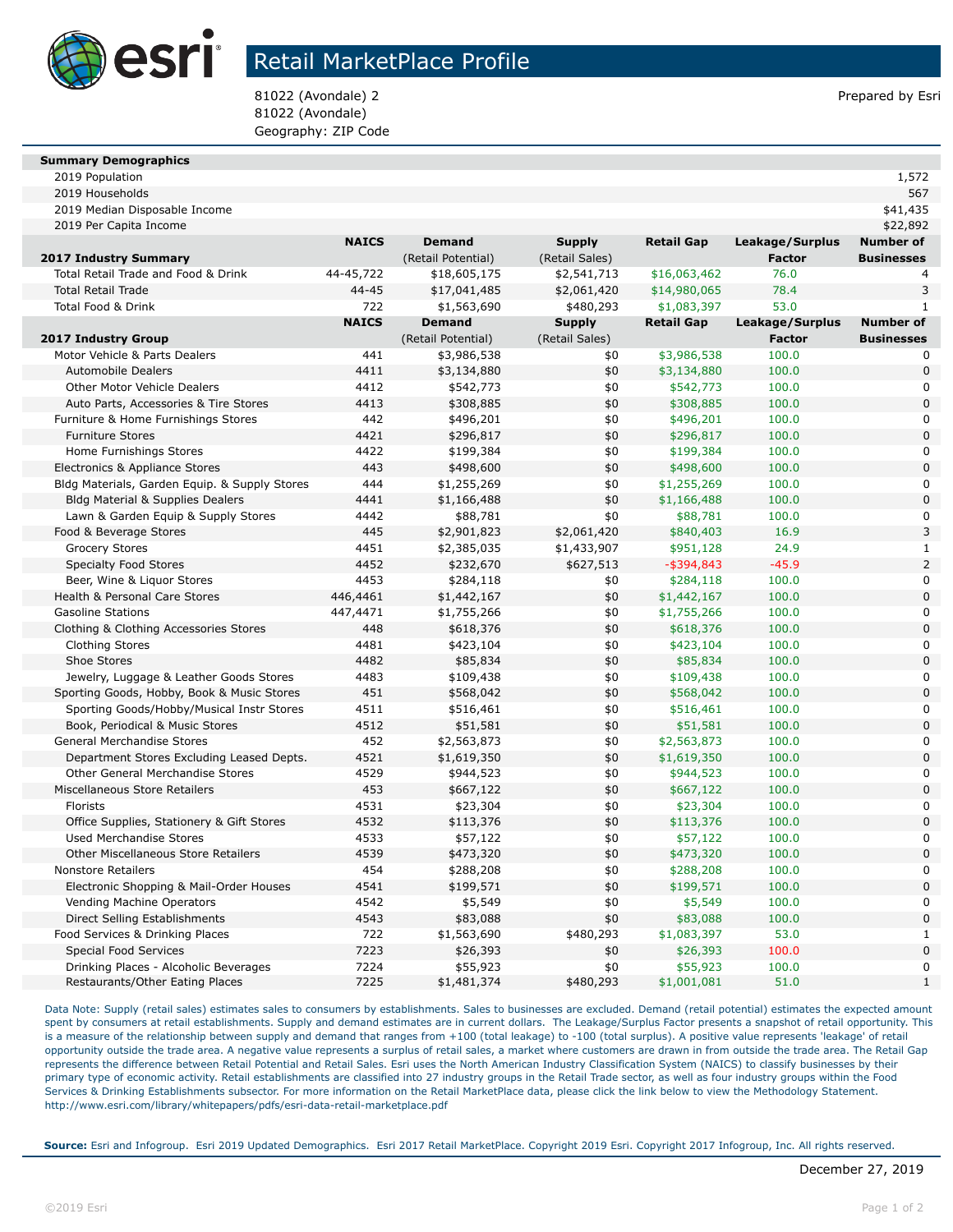# Retail MarketPlace Profile

81022 (Avondale) 2
81022 (Avondale)
Geography: ZIP Code

Prepared by Esri

| Summary Demographics | |
|---|---|
| 2019 Population | 1,572 |
| 2019 Households | 567 |
| 2019 Median Disposable Income | $41,435 |
| 2019 Per Capita Income | $22,892 |

| 2017 Industry Summary | NAICS | Demand (Retail Potential) | Supply (Retail Sales) | Retail Gap | Leakage/Surplus Factor | Number of Businesses |
|---|---|---|---|---|---|---|
| Total Retail Trade and Food & Drink | 44-45,722 | $18,605,175 | $2,541,713 | $16,063,462 | 76.0 | 4 |
| Total Retail Trade | 44-45 | $17,041,485 | $2,061,420 | $14,980,065 | 78.4 | 3 |
| Total Food & Drink | 722 | $1,563,690 | $480,293 | $1,083,397 | 53.0 | 1 |

| 2017 Industry Group | NAICS | Demand (Retail Potential) | Supply (Retail Sales) | Retail Gap | Leakage/Surplus Factor | Number of Businesses |
|---|---|---|---|---|---|---|
| Motor Vehicle & Parts Dealers | 441 | $3,986,538 | $0 | $3,986,538 | 100.0 | 0 |
| Automobile Dealers | 4411 | $3,134,880 | $0 | $3,134,880 | 100.0 | 0 |
| Other Motor Vehicle Dealers | 4412 | $542,773 | $0 | $542,773 | 100.0 | 0 |
| Auto Parts, Accessories & Tire Stores | 4413 | $308,885 | $0 | $308,885 | 100.0 | 0 |
| Furniture & Home Furnishings Stores | 442 | $496,201 | $0 | $496,201 | 100.0 | 0 |
| Furniture Stores | 4421 | $296,817 | $0 | $296,817 | 100.0 | 0 |
| Home Furnishings Stores | 4422 | $199,384 | $0 | $199,384 | 100.0 | 0 |
| Electronics & Appliance Stores | 443 | $498,600 | $0 | $498,600 | 100.0 | 0 |
| Bldg Materials, Garden Equip. & Supply Stores | 444 | $1,255,269 | $0 | $1,255,269 | 100.0 | 0 |
| Bldg Material & Supplies Dealers | 4441 | $1,166,488 | $0 | $1,166,488 | 100.0 | 0 |
| Lawn & Garden Equip & Supply Stores | 4442 | $88,781 | $0 | $88,781 | 100.0 | 0 |
| Food & Beverage Stores | 445 | $2,901,823 | $2,061,420 | $840,403 | 16.9 | 3 |
| Grocery Stores | 4451 | $2,385,035 | $1,433,907 | $951,128 | 24.9 | 1 |
| Specialty Food Stores | 4452 | $232,670 | $627,513 | -$394,843 | -45.9 | 2 |
| Beer, Wine & Liquor Stores | 4453 | $284,118 | $0 | $284,118 | 100.0 | 0 |
| Health & Personal Care Stores | 446,4461 | $1,442,167 | $0 | $1,442,167 | 100.0 | 0 |
| Gasoline Stations | 447,4471 | $1,755,266 | $0 | $1,755,266 | 100.0 | 0 |
| Clothing & Clothing Accessories Stores | 448 | $618,376 | $0 | $618,376 | 100.0 | 0 |
| Clothing Stores | 4481 | $423,104 | $0 | $423,104 | 100.0 | 0 |
| Shoe Stores | 4482 | $85,834 | $0 | $85,834 | 100.0 | 0 |
| Jewelry, Luggage & Leather Goods Stores | 4483 | $109,438 | $0 | $109,438 | 100.0 | 0 |
| Sporting Goods, Hobby, Book & Music Stores | 451 | $568,042 | $0 | $568,042 | 100.0 | 0 |
| Sporting Goods/Hobby/Musical Instr Stores | 4511 | $516,461 | $0 | $516,461 | 100.0 | 0 |
| Book, Periodical & Music Stores | 4512 | $51,581 | $0 | $51,581 | 100.0 | 0 |
| General Merchandise Stores | 452 | $2,563,873 | $0 | $2,563,873 | 100.0 | 0 |
| Department Stores Excluding Leased Depts. | 4521 | $1,619,350 | $0 | $1,619,350 | 100.0 | 0 |
| Other General Merchandise Stores | 4529 | $944,523 | $0 | $944,523 | 100.0 | 0 |
| Miscellaneous Store Retailers | 453 | $667,122 | $0 | $667,122 | 100.0 | 0 |
| Florists | 4531 | $23,304 | $0 | $23,304 | 100.0 | 0 |
| Office Supplies, Stationery & Gift Stores | 4532 | $113,376 | $0 | $113,376 | 100.0 | 0 |
| Used Merchandise Stores | 4533 | $57,122 | $0 | $57,122 | 100.0 | 0 |
| Other Miscellaneous Store Retailers | 4539 | $473,320 | $0 | $473,320 | 100.0 | 0 |
| Nonstore Retailers | 454 | $288,208 | $0 | $288,208 | 100.0 | 0 |
| Electronic Shopping & Mail-Order Houses | 4541 | $199,571 | $0 | $199,571 | 100.0 | 0 |
| Vending Machine Operators | 4542 | $5,549 | $0 | $5,549 | 100.0 | 0 |
| Direct Selling Establishments | 4543 | $83,088 | $0 | $83,088 | 100.0 | 0 |
| Food Services & Drinking Places | 722 | $1,563,690 | $480,293 | $1,083,397 | 53.0 | 1 |
| Special Food Services | 7223 | $26,393 | $0 | $26,393 | 100.0 | 0 |
| Drinking Places - Alcoholic Beverages | 7224 | $55,923 | $0 | $55,923 | 100.0 | 0 |
| Restaurants/Other Eating Places | 7225 | $1,481,374 | $480,293 | $1,001,081 | 51.0 | 1 |

Data Note: Supply (retail sales) estimates sales to consumers by establishments. Sales to businesses are excluded. Demand (retail potential) estimates the expected amount spent by consumers at retail establishments. Supply and demand estimates are in current dollars. The Leakage/Surplus Factor presents a snapshot of retail opportunity. This is a measure of the relationship between supply and demand that ranges from +100 (total leakage) to -100 (total surplus). A positive value represents 'leakage' of retail opportunity outside the trade area. A negative value represents a surplus of retail sales, a market where customers are drawn in from outside the trade area. The Retail Gap represents the difference between Retail Potential and Retail Sales. Esri uses the North American Industry Classification System (NAICS) to classify businesses by their primary type of economic activity. Retail establishments are classified into 27 industry groups in the Retail Trade sector, as well as four industry groups within the Food Services & Drinking Establishments subsector. For more information on the Retail MarketPlace data, please click the link below to view the Methodology Statement. http://www.esri.com/library/whitepapers/pdfs/esri-data-retail-marketplace.pdf

**Source:** Esri and Infogroup. Esri 2019 Updated Demographics. Esri 2017 Retail MarketPlace. Copyright 2019 Esri. Copyright 2017 Infogroup, Inc. All rights reserved.

December 27, 2019

©2019 Esri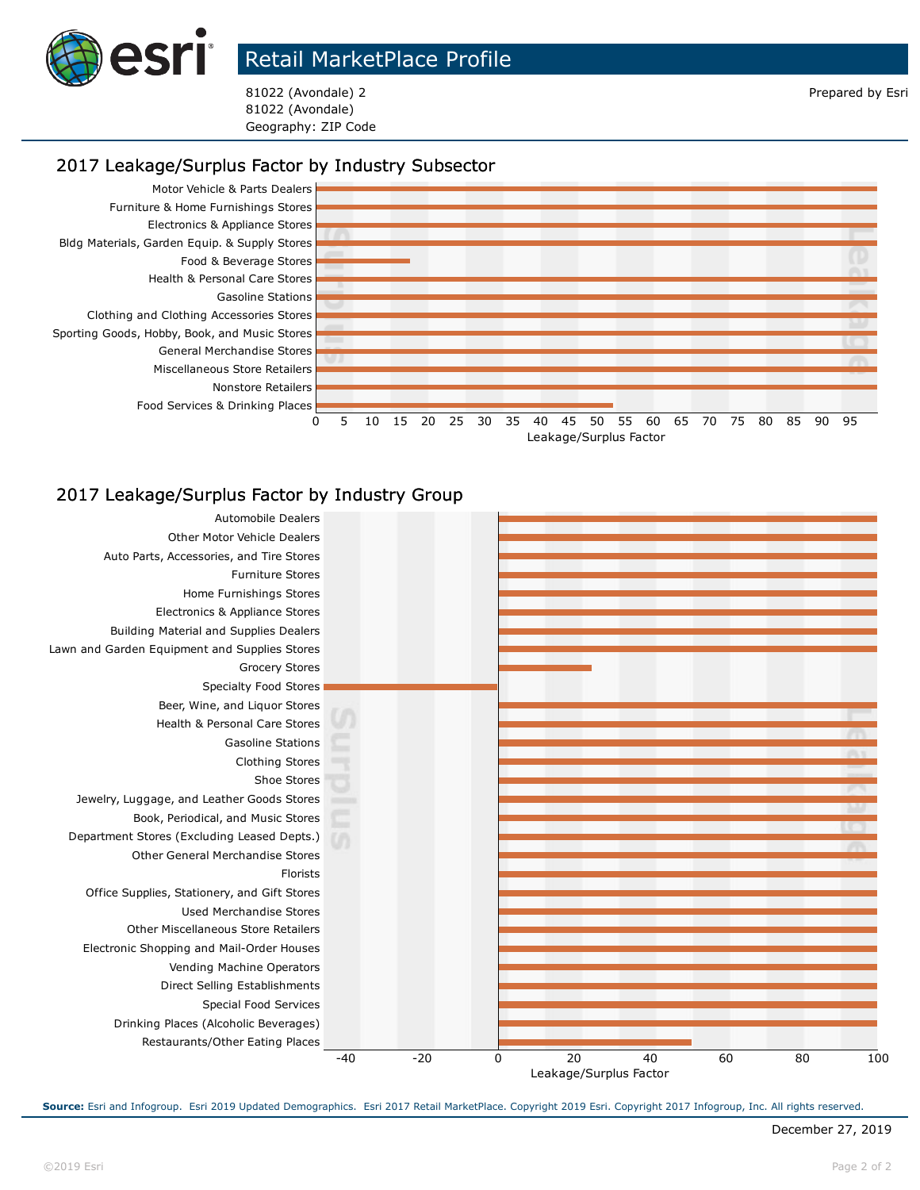# Retail MarketPlace Profile

81022 (Avondale) 2
81022 (Avondale)
Geography: ZIP Code

Prepared by Esri

## 2017 Leakage/Surplus Factor by Industry Subsector

Motor Vehicle & Parts Dealers
Furniture & Home Furnishings Stores
Electronics & Appliance Stores
Bldg Materials, Garden Equip. & Supply Stores
Food & Beverage Stores
Health & Personal Care Stores
Gasoline Stations
Clothing and Clothing Accessories Stores
Sporting Goods, Hobby, Book, and Music Stores
General Merchandise Stores
Miscellaneous Store Retailers
Nonstore Retailers
Food Services & Drinking Places

0 5 10 15 20 25 30 35 40 45 50 55 60 65 70 75 80 85 90 95

Leakage/Surplus Factor

Surplus
Leakage

## 2017 Leakage/Surplus Factor by Industry Group

Automobile Dealers
Other Motor Vehicle Dealers
Auto Parts, Accessories, and Tire Stores
Furniture Stores
Home Furnishings Stores
Electronics & Appliance Stores
Building Material and Supplies Dealers
Lawn and Garden Equipment and Supplies Stores
Grocery Stores
Specialty Food Stores
Beer, Wine, and Liquor Stores
Health & Personal Care Stores
Gasoline Stations
Clothing Stores
Shoe Stores
Jewelry, Luggage, and Leather Goods Stores
Book, Periodical, and Music Stores
Department Stores (Excluding Leased Depts.)
Other General Merchandise Stores
Florists
Office Supplies, Stationery, and Gift Stores
Used Merchandise Stores
Other Miscellaneous Store Retailers
Electronic Shopping and Mail-Order Houses
Vending Machine Operators
Direct Selling Establishments
Special Food Services
Drinking Places (Alcoholic Beverages)
Restaurants/Other Eating Places

-40 -20 0 20 40 60 80 100

Leakage/Surplus Factor

Surplus
Leakage

**Source:** Esri and Infogroup. Esri 2019 Updated Demographics. Esri 2017 Retail MarketPlace. Copyright 2019 Esri. Copyright 2017 Infogroup, Inc. All rights reserved.

December 27, 2019